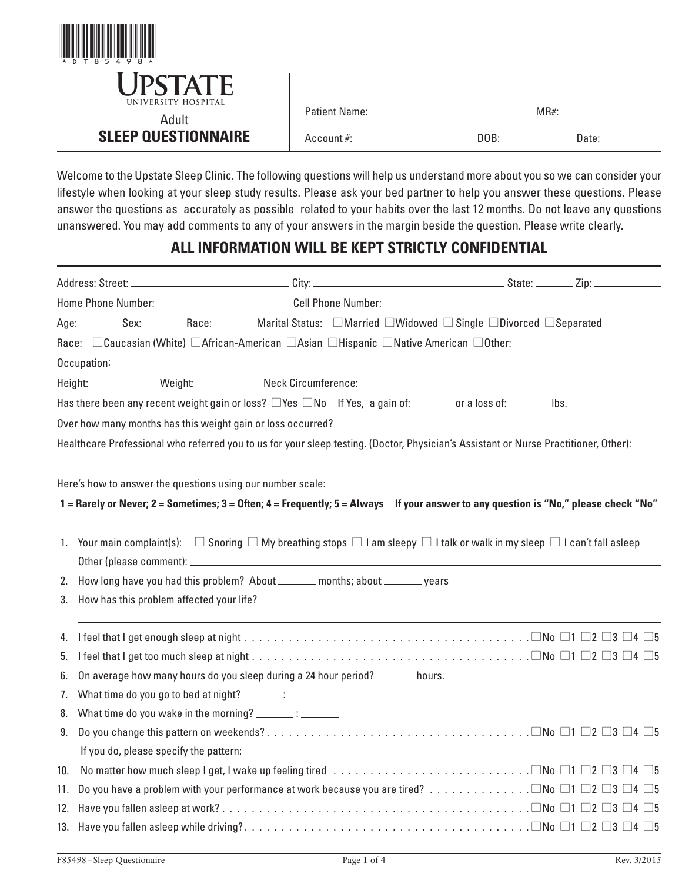*DT85498*

# UPSTATE
UNIVERSITY HOSPITAL

## Adult
## SLEEP QUESTIONNAIRE

Patient Name: ______________________ MR#: ______________

Account #: ______________ DOB: __________ Date: __________

Welcome to the Upstate Sleep Clinic. The following questions will help us understand more about you so we can consider your lifestyle when looking at your sleep study results. Please ask your bed partner to help you answer these questions. Please answer the questions as accurately as possible related to your habits over the last 12 months. Do not leave any questions unanswered. You may add comments to any of your answers in the margin beside the question. Please write clearly.

### ALL INFORMATION WILL BE KEPT STRICTLY CONFIDENTIAL

Address: Street: ______________________ City: ______________________ State: ________ Zip: __________

Home Phone Number: ______________________ Cell Phone Number: ______________________

Age: ______ Sex: ______ Race: ______ Marital Status: ☐Married ☐Widowed ☐ Single ☐Divorced ☐Separated

Race: ☐Caucasian (White) ☐African-American ☐Asian ☐Hispanic ☐Native American ☐Other: ______________________

Occupation: ______________________

Height: __________ Weight: __________ Neck Circumference: __________

Has there been any recent weight gain or loss? ☐Yes ☐No If Yes, a gain of: ______ or a loss of: ______ lbs.

Over how many months has this weight gain or loss occurred?

Healthcare Professional who referred you to us for your sleep testing. (Doctor, Physician's Assistant or Nurse Practitioner, Other):

______________________________________________

Here's how to answer the questions using our number scale:

**1 = Rarely or Never; 2 = Sometimes; 3 = Often; 4 = Frequently; 5 = Always If your answer to any question is "No," please check "No"**

1. Your main complaint(s): ☐ Snoring ☐ My breathing stops ☐ I am sleepy ☐ I talk or walk in my sleep ☐ I can't fall asleep
   Other (please comment): ______________________
2. How long have you had this problem? About ______ months; about ______ years
3. How has this problem affected your life? ______________________

   ______________________________________________
4. I feel that I get enough sleep at night . . . . . . . . . . ☐No ☐1 ☐2 ☐3 ☐4 ☐5
5. I feel that I get too much sleep at night . . . . . . . . . . ☐No ☐1 ☐2 ☐3 ☐4 ☐5
6. On average how many hours do you sleep during a 24 hour period? ______ hours.
7. What time do you go to bed at night? ______ : ______
8. What time do you wake in the morning? ______ : ______
9. Do you change this pattern on weekends? . . . . . . . . . . ☐No ☐1 ☐2 ☐3 ☐4 ☐5
   If you do, please specify the pattern: ______________________
10. No matter how much sleep I get, I wake up feeling tired . . . . . . . . . . ☐No ☐1 ☐2 ☐3 ☐4 ☐5
11. Do you have a problem with your performance at work because you are tired? . . . . . . . . . . ☐No ☐1 ☐2 ☐3 ☐4 ☐5
12. Have you fallen asleep at work? . . . . . . . . . . ☐No ☐1 ☐2 ☐3 ☐4 ☐5
13. Have you fallen asleep while driving? . . . . . . . . . . ☐No ☐1 ☐2 ☐3 ☐4 ☐5

F85498 – Sleep Questionaire Rev. 3/2015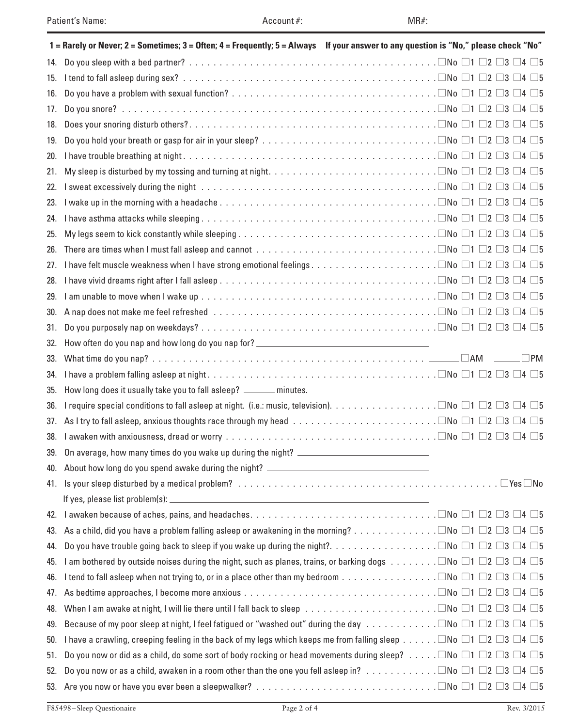Patient's Name: ______________________ Account #: ______________________ MR#: ______________________

**1 = Rarely or Never; 2 = Sometimes; 3 = Often; 4 = Frequently; 5 = Always    If your answer to any question is "No," please check "No"**

14. Do you sleep with a bed partner? ☐No ☐1 ☐2 ☐3 ☐4 ☐5
15. I tend to fall asleep during sex? ☐No ☐1 ☐2 ☐3 ☐4 ☐5
16. Do you have a problem with sexual function? ☐No ☐1 ☐2 ☐3 ☐4 ☐5
17. Do you snore? ☐No ☐1 ☐2 ☐3 ☐4 ☐5
18. Does your snoring disturb others? ☐No ☐1 ☐2 ☐3 ☐4 ☐5
19. Do you hold your breath or gasp for air in your sleep? ☐No ☐1 ☐2 ☐3 ☐4 ☐5
20. I have trouble breathing at night ☐No ☐1 ☐2 ☐3 ☐4 ☐5
21. My sleep is disturbed by my tossing and turning at night ☐No ☐1 ☐2 ☐3 ☐4 ☐5
22. I sweat excessively during the night ☐No ☐1 ☐2 ☐3 ☐4 ☐5
23. I wake up in the morning with a headache ☐No ☐1 ☐2 ☐3 ☐4 ☐5
24. I have asthma attacks while sleeping ☐No ☐1 ☐2 ☐3 ☐4 ☐5
25. My legs seem to kick constantly while sleeping ☐No ☐1 ☐2 ☐3 ☐4 ☐5
26. There are times when I must fall asleep and cannot ☐No ☐1 ☐2 ☐3 ☐4 ☐5
27. I have felt muscle weakness when I have strong emotional feelings ☐No ☐1 ☐2 ☐3 ☐4 ☐5
28. I have vivid dreams right after I fall asleep ☐No ☐1 ☐2 ☐3 ☐4 ☐5
29. I am unable to move when I wake up ☐No ☐1 ☐2 ☐3 ☐4 ☐5
30. A nap does not make me feel refreshed ☐No ☐1 ☐2 ☐3 ☐4 ☐5
31. Do you purposely nap on weekdays? ☐No ☐1 ☐2 ☐3 ☐4 ☐5
32. How often do you nap and how long do you nap for? ______________________
33. What time do you nap? ______ ☐AM ______ ☐PM
34. I have a problem falling asleep at night ☐No ☐1 ☐2 ☐3 ☐4 ☐5
35. How long does it usually take you to fall asleep? ______ minutes.
36. I require special conditions to fall asleep at night. (i.e.: music, television) ☐No ☐1 ☐2 ☐3 ☐4 ☐5
37. As I try to fall asleep, anxious thoughts race through my head ☐No ☐1 ☐2 ☐3 ☐4 ☐5
38. I awaken with anxiousness, dread or worry ☐No ☐1 ☐2 ☐3 ☐4 ☐5
39. On average, how many times do you wake up during the night? ______________________
40. About how long do you spend awake during the night? ______________________
41. Is your sleep disturbed by a medical problem? ☐Yes ☐No
    If yes, please list problem(s): ______________________
42. I awaken because of aches, pains, and headaches ☐No ☐1 ☐2 ☐3 ☐4 ☐5
43. As a child, did you have a problem falling asleep or awakening in the morning? ☐No ☐1 ☐2 ☐3 ☐4 ☐5
44. Do you have trouble going back to sleep if you wake up during the night? ☐No ☐1 ☐2 ☐3 ☐4 ☐5
45. I am bothered by outside noises during the night, such as planes, trains, or barking dogs ☐No ☐1 ☐2 ☐3 ☐4 ☐5
46. I tend to fall asleep when not trying to, or in a place other than my bedroom ☐No ☐1 ☐2 ☐3 ☐4 ☐5
47. As bedtime approaches, I become more anxious ☐No ☐1 ☐2 ☐3 ☐4 ☐5
48. When I am awake at night, I will lie there until I fall back to sleep ☐No ☐1 ☐2 ☐3 ☐4 ☐5
49. Because of my poor sleep at night, I feel fatigued or "washed out" during the day ☐No ☐1 ☐2 ☐3 ☐4 ☐5
50. I have a crawling, creeping feeling in the back of my legs which keeps me from falling sleep ☐No ☐1 ☐2 ☐3 ☐4 ☐5
51. Do you now or did as a child, do some sort of body rocking or head movements during sleep? ☐No ☐1 ☐2 ☐3 ☐4 ☐5
52. Do you now or as a child, awaken in a room other than the one you fell asleep in? ☐No ☐1 ☐2 ☐3 ☐4 ☐5
53. Are you now or have you ever been a sleepwalker? ☐No ☐1 ☐2 ☐3 ☐4 ☐5

F85498 – Sleep Questionaire    Rev. 3/2015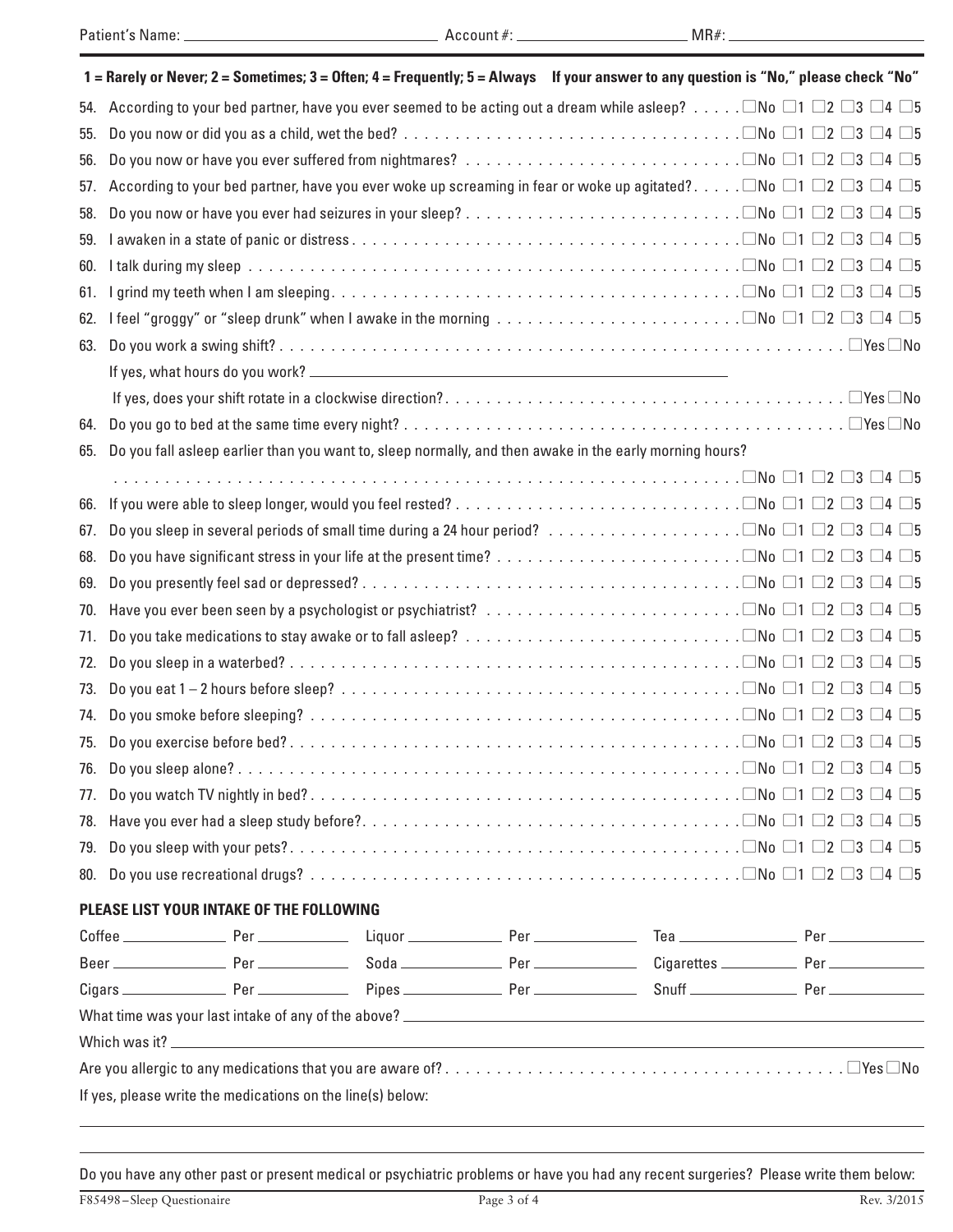Patient's Name: ______________________ Account #: ______________ MR#: ______________

**1 = Rarely or Never; 2 = Sometimes; 3 = Often; 4 = Frequently; 5 = Always If your answer to any question is "No," please check "No"**

54. According to your bed partner, have you ever seemed to be acting out a dream while asleep? ☐No ☐1 ☐2 ☐3 ☐4 ☐5
55. Do you now or did you as a child, wet the bed? ☐No ☐1 ☐2 ☐3 ☐4 ☐5
56. Do you now or have you ever suffered from nightmares? ☐No ☐1 ☐2 ☐3 ☐4 ☐5
57. According to your bed partner, have you ever woke up screaming in fear or woke up agitated? ☐No ☐1 ☐2 ☐3 ☐4 ☐5
58. Do you now or have you ever had seizures in your sleep? ☐No ☐1 ☐2 ☐3 ☐4 ☐5
59. I awaken in a state of panic or distress ☐No ☐1 ☐2 ☐3 ☐4 ☐5
60. I talk during my sleep ☐No ☐1 ☐2 ☐3 ☐4 ☐5
61. I grind my teeth when I am sleeping ☐No ☐1 ☐2 ☐3 ☐4 ☐5
62. I feel "groggy" or "sleep drunk" when I awake in the morning ☐No ☐1 ☐2 ☐3 ☐4 ☐5
63. Do you work a swing shift? ☐Yes ☐No

    If yes, what hours do you work? ______________________

    If yes, does your shift rotate in a clockwise direction? ☐Yes ☐No
64. Do you go to bed at the same time every night? ☐Yes ☐No
65. Do you fall asleep earlier than you want to, sleep normally, and then awake in the early morning hours? ☐No ☐1 ☐2 ☐3 ☐4 ☐5
66. If you were able to sleep longer, would you feel rested? ☐No ☐1 ☐2 ☐3 ☐4 ☐5
67. Do you sleep in several periods of small time during a 24 hour period? ☐No ☐1 ☐2 ☐3 ☐4 ☐5
68. Do you have significant stress in your life at the present time? ☐No ☐1 ☐2 ☐3 ☐4 ☐5
69. Do you presently feel sad or depressed? ☐No ☐1 ☐2 ☐3 ☐4 ☐5
70. Have you ever been seen by a psychologist or psychiatrist? ☐No ☐1 ☐2 ☐3 ☐4 ☐5
71. Do you take medications to stay awake or to fall asleep? ☐No ☐1 ☐2 ☐3 ☐4 ☐5
72. Do you sleep in a waterbed? ☐No ☐1 ☐2 ☐3 ☐4 ☐5
73. Do you eat 1 – 2 hours before sleep? ☐No ☐1 ☐2 ☐3 ☐4 ☐5
74. Do you smoke before sleeping? ☐No ☐1 ☐2 ☐3 ☐4 ☐5
75. Do you exercise before bed? ☐No ☐1 ☐2 ☐3 ☐4 ☐5
76. Do you sleep alone? ☐No ☐1 ☐2 ☐3 ☐4 ☐5
77. Do you watch TV nightly in bed? ☐No ☐1 ☐2 ☐3 ☐4 ☐5
78. Have you ever had a sleep study before? ☐No ☐1 ☐2 ☐3 ☐4 ☐5
79. Do you sleep with your pets? ☐No ☐1 ☐2 ☐3 ☐4 ☐5
80. Do you use recreational drugs? ☐No ☐1 ☐2 ☐3 ☐4 ☐5

**PLEASE LIST YOUR INTAKE OF THE FOLLOWING**

| | | | | | |
|---|---|---|---|---|---|
| Coffee ______ | Per ______ | Liquor ______ | Per ______ | Tea ______ | Per ______ |
| Beer ______ | Per ______ | Soda ______ | Per ______ | Cigarettes ______ | Per ______ |
| Cigars ______ | Per ______ | Pipes ______ | Per ______ | Snuff ______ | Per ______ |

What time was your last intake of any of the above? ______________________

Which was it? ______________________

Are you allergic to any medications that you are aware of? ☐Yes ☐No

If yes, please write the medications on the line(s) below:

______________________

______________________

Do you have any other past or present medical or psychiatric problems or have you had any recent surgeries? Please write them below:

F85498 – Sleep Questionaire Rev. 3/2015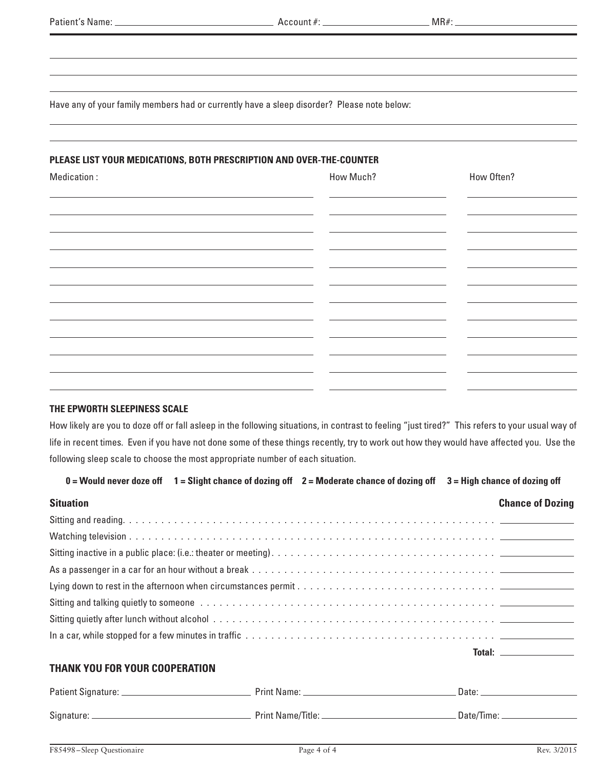Patient's Name: ______________________ Account #: ______________________ MR#: ______________________

Have any of your family members had or currently have a sleep disorder? Please note below:

**PLEASE LIST YOUR MEDICATIONS, BOTH PRESCRIPTION AND OVER-THE-COUNTER**

| Medication : | How Much? | How Often? |
|---|---|---|
| | | |
| | | |
| | | |
| | | |
| | | |
| | | |
| | | |
| | | |
| | | |
| | | |
| | | |
| | | |

**THE EPWORTH SLEEPINESS SCALE**

How likely are you to doze off or fall asleep in the following situations, in contrast to feeling "just tired?" This refers to your usual way of life in recent times. Even if you have not done some of these things recently, try to work out how they would have affected you. Use the following sleep scale to choose the most appropriate number of each situation.

**0 = Would never doze off 1 = Slight chance of dozing off 2 = Moderate chance of dozing off 3 = High chance of dozing off**

| Situation | Chance of Dozing |
|---|---|
| Sitting and reading | |
| Watching television | |
| Sitting inactive in a public place: (i.e.: theater or meeting) | |
| As a passenger in a car for an hour without a break | |
| Lying down to rest in the afternoon when circumstances permit | |
| Sitting and talking quietly to someone | |
| Sitting quietly after lunch without alcohol | |
| In a car, while stopped for a few minutes in traffic | |
| **Total:** | |

**THANK YOU FOR YOUR COOPERATION**

Patient Signature: ______________________ Print Name: ______________________ Date: ______________________

Signature: ______________________ Print Name/Title: ______________________ Date/Time: ______________________

F85498 – Sleep Questionaire Rev. 3/2015